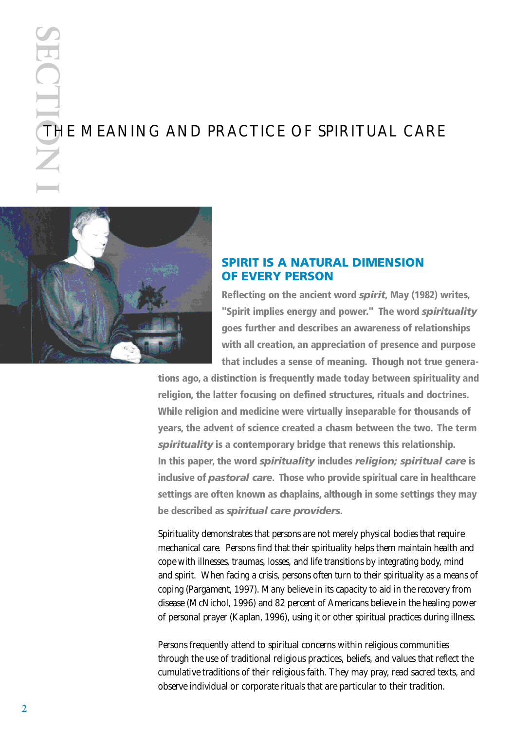SECTION I

# THE MEANING AND PRACTICE OF SPIRITUAL CARE

## SPIRIT IS A NATURAL DIMENSION OF EVERY PERSON

**Reflecting on the ancient word *spirit*, May (1982) writes, "Spirit implies energy and power." The word *spirituality* goes further and describes an awareness of relationships with all creation, an appreciation of presence and purpose that includes a sense of meaning. Though not true generations ago, a distinction is frequently made today between spirituality and religion, the latter focusing on defined structures, rituals and doctrines. While religion and medicine were virtually inseparable for thousands of years, the advent of science created a chasm between the two. The term *spirituality* is a contemporary bridge that renews this relationship. In this paper, the word *spirituality* includes *religion; spiritual care* is inclusive of *pastoral care*. Those who provide spiritual care in healthcare settings are often known as chaplains, although in some settings they may be described as *spiritual care providers*.**

Spirituality demonstrates that persons are not merely physical bodies that require mechanical care. Persons find that their spirituality helps them maintain health and cope with illnesses, traumas, losses, and life transitions by integrating body, mind and spirit. When facing a crisis, persons often turn to their spirituality as a means of coping (Pargament, 1997). Many believe in its capacity to aid in the recovery from disease (McNichol, 1996) and 82 percent of Americans believe in the healing power of personal prayer (Kaplan, 1996), using it or other spiritual practices during illness.

Persons frequently attend to spiritual concerns within religious communities through the use of traditional religious practices, beliefs, and values that reflect the cumulative traditions of their religious faith. They may pray, read sacred texts, and observe individual or corporate rituals that are particular to their tradition.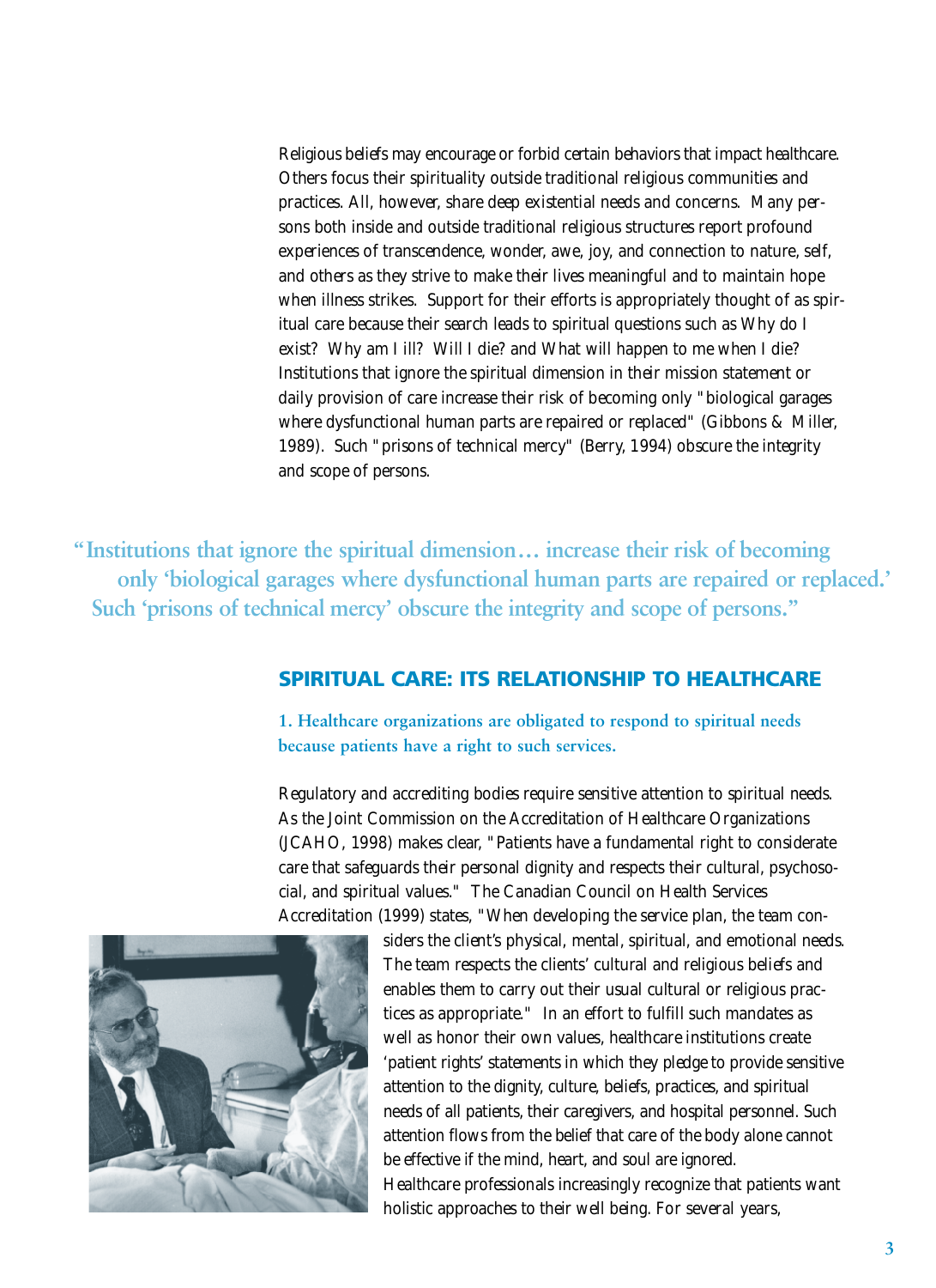Religious beliefs may encourage or forbid certain behaviors that impact healthcare. Others focus their spirituality outside traditional religious communities and practices. All, however, share deep existential needs and concerns. Many persons both inside and outside traditional religious structures report profound experiences of transcendence, wonder, awe, joy, and connection to nature, self, and others as they strive to make their lives meaningful and to maintain hope when illness strikes. Support for their efforts is appropriately thought of as spiritual care because their search leads to spiritual questions such as Why do I exist? Why am I ill? Will I die? and What will happen to me when I die? Institutions that ignore the spiritual dimension in their mission statement or daily provision of care increase their risk of becoming only "biological garages where dysfunctional human parts are repaired or replaced" (Gibbons & Miller, 1989). Such "prisons of technical mercy" (Berry, 1994) obscure the integrity and scope of persons.

> **"Institutions that ignore the spiritual dimension… increase their risk of becoming only 'biological garages where dysfunctional human parts are repaired or replaced.' Such 'prisons of technical mercy' obscure the integrity and scope of persons."**

## SPIRITUAL CARE: ITS RELATIONSHIP TO HEALTHCARE

### 1. Healthcare organizations are obligated to respond to spiritual needs because patients have a right to such services.

Regulatory and accrediting bodies require sensitive attention to spiritual needs. As the Joint Commission on the Accreditation of Healthcare Organizations (JCAHO, 1998) makes clear, "Patients have a fundamental right to considerate care that safeguards their personal dignity and respects their cultural, psychosocial, and spiritual values." The Canadian Council on Health Services Accreditation (1999) states, "When developing the service plan, the team considers the client's physical, mental, spiritual, and emotional needs. The team respects the clients' cultural and religious beliefs and enables them to carry out their usual cultural or religious practices as appropriate." In an effort to fulfill such mandates as well as honor their own values, healthcare institutions create 'patient rights' statements in which they pledge to provide sensitive attention to the dignity, culture, beliefs, practices, and spiritual needs of all patients, their caregivers, and hospital personnel. Such attention flows from the belief that care of the body alone cannot be effective if the mind, heart, and soul are ignored. Healthcare professionals increasingly recognize that patients want holistic approaches to their well being. For several years,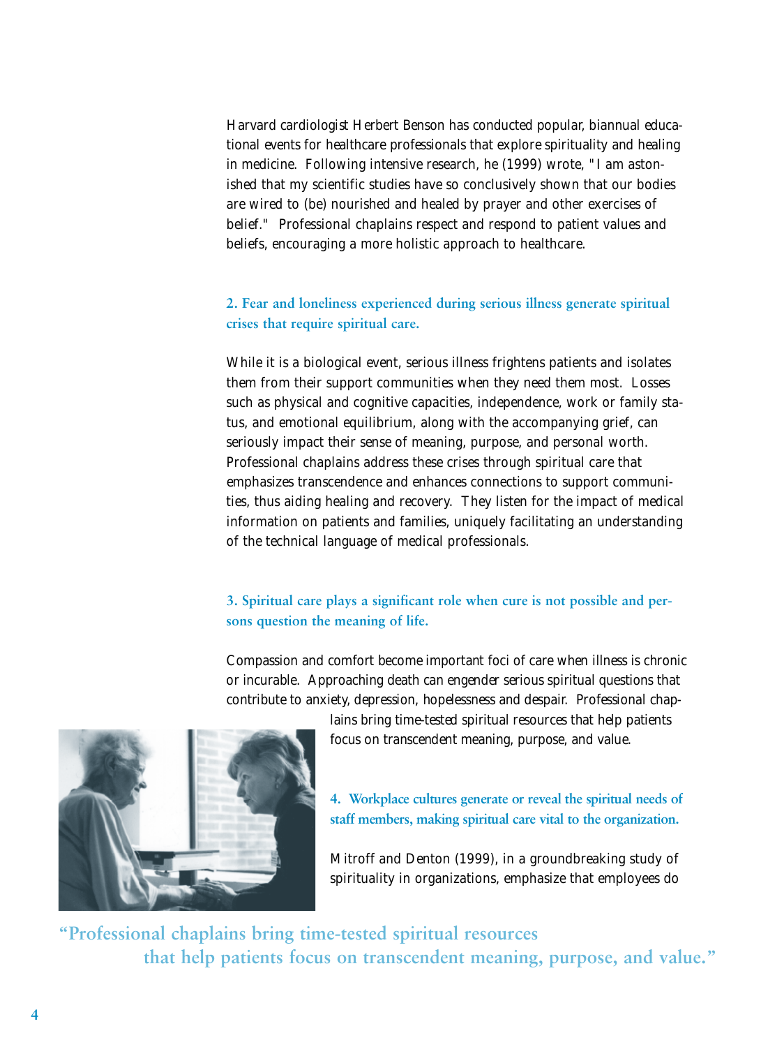Harvard cardiologist Herbert Benson has conducted popular, biannual educational events for healthcare professionals that explore spirituality and healing in medicine. Following intensive research, he (1999) wrote, "I am astonished that my scientific studies have so conclusively shown that our bodies are wired to (be) nourished and healed by prayer and other exercises of belief." Professional chaplains respect and respond to patient values and beliefs, encouraging a more holistic approach to healthcare.

## 2. Fear and loneliness experienced during serious illness generate spiritual crises that require spiritual care.

While it is a biological event, serious illness frightens patients and isolates them from their support communities when they need them most. Losses such as physical and cognitive capacities, independence, work or family status, and emotional equilibrium, along with the accompanying grief, can seriously impact their sense of meaning, purpose, and personal worth. Professional chaplains address these crises through spiritual care that emphasizes transcendence and enhances connections to support communities, thus aiding healing and recovery. They listen for the impact of medical information on patients and families, uniquely facilitating an understanding of the technical language of medical professionals.

## 3. Spiritual care plays a significant role when cure is not possible and persons question the meaning of life.

Compassion and comfort become important foci of care when illness is chronic or incurable. Approaching death can engender serious spiritual questions that contribute to anxiety, depression, hopelessness and despair. Professional chaplains bring time-tested spiritual resources that help patients focus on transcendent meaning, purpose, and value.

## 4. Workplace cultures generate or reveal the spiritual needs of staff members, making spiritual care vital to the organization.

Mitroff and Denton (1999), in a groundbreaking study of spirituality in organizations, emphasize that employees do

"Professional chaplains bring time-tested spiritual resources that help patients focus on transcendent meaning, purpose, and value."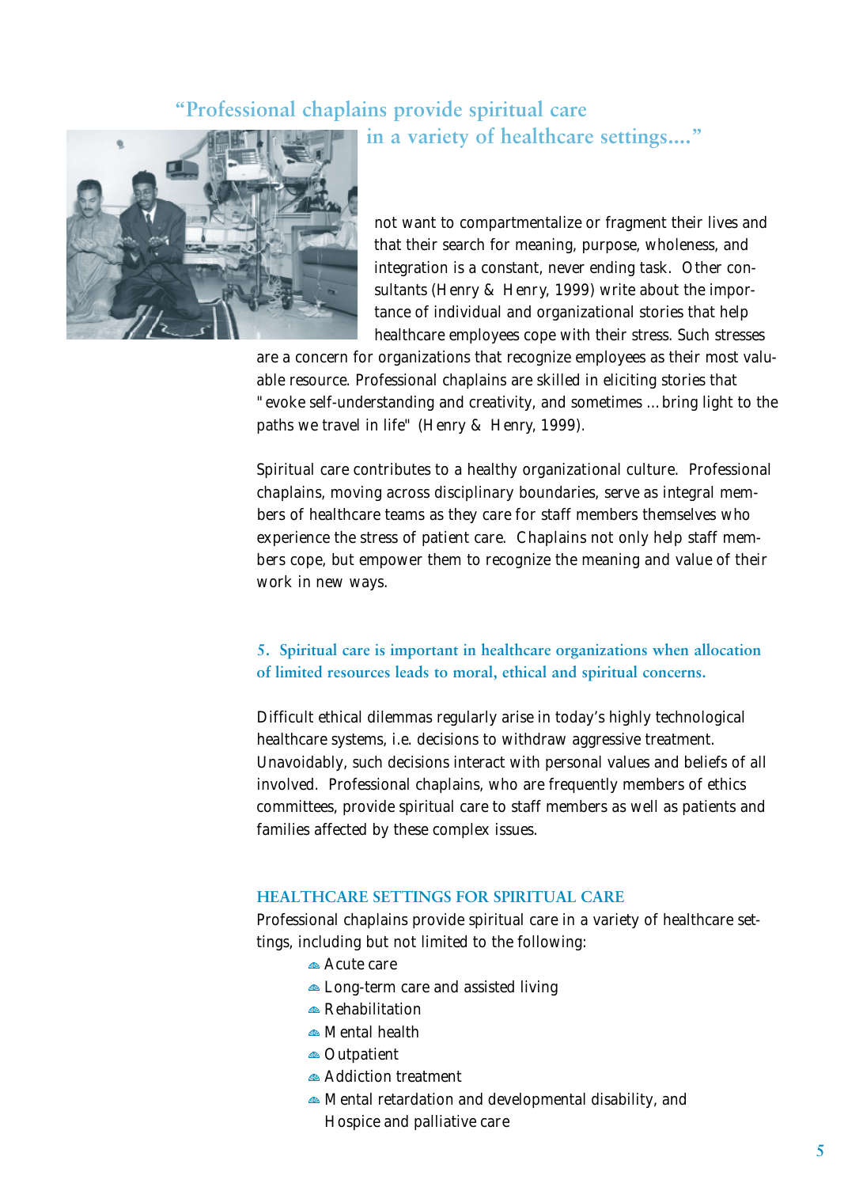> "Professional chaplains provide spiritual care in a variety of healthcare settings...."

not want to compartmentalize or fragment their lives and that their search for meaning, purpose, wholeness, and integration is a constant, never ending task. Other consultants (Henry & Henry, 1999) write about the importance of individual and organizational stories that help healthcare employees cope with their stress. Such stresses are a concern for organizations that recognize employees as their most valuable resource. Professional chaplains are skilled in eliciting stories that "evoke self-understanding and creativity, and sometimes ... bring light to the paths we travel in life" (Henry & Henry, 1999).

Spiritual care contributes to a healthy organizational culture. Professional chaplains, moving across disciplinary boundaries, serve as integral members of healthcare teams as they care for staff members themselves who experience the stress of patient care. Chaplains not only help staff members cope, but empower them to recognize the meaning and value of their work in new ways.

### 5. Spiritual care is important in healthcare organizations when allocation of limited resources leads to moral, ethical and spiritual concerns.

Difficult ethical dilemmas regularly arise in today's highly technological healthcare systems, i.e. decisions to withdraw aggressive treatment. Unavoidably, such decisions interact with personal values and beliefs of all involved. Professional chaplains, who are frequently members of ethics committees, provide spiritual care to staff members as well as patients and families affected by these complex issues.

## HEALTHCARE SETTINGS FOR SPIRITUAL CARE

Professional chaplains provide spiritual care in a variety of healthcare settings, including but not limited to the following:

- Acute care
- Long-term care and assisted living
- Rehabilitation
- Mental health
- Outpatient
- Addiction treatment
- Mental retardation and developmental disability, and Hospice and palliative care